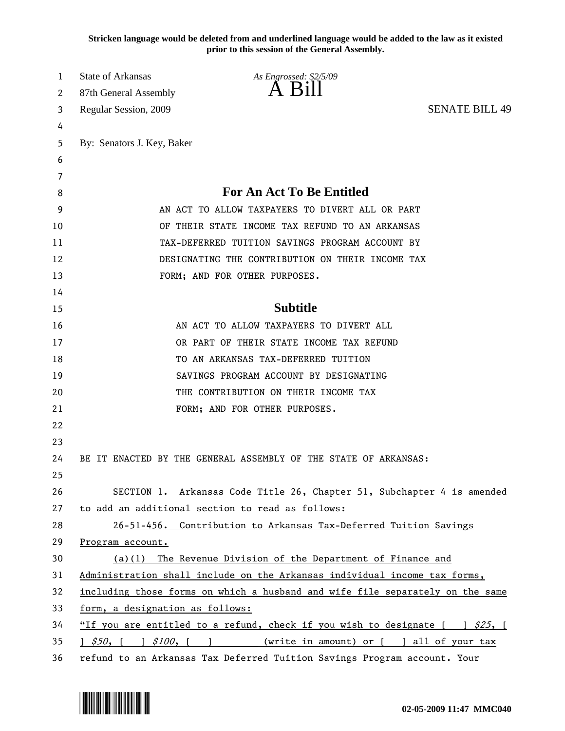**Stricken language would be deleted from and underlined language would be added to the law as it existed prior to this session of the General Assembly.**

State of Arkansas
87th General Assembly
Regular Session, 2009

*As Engrossed: S2/5/09*

# A Bill

SENATE BILL 49

By: Senators J. Key, Baker

## For An Act To Be Entitled

AN ACT TO ALLOW TAXPAYERS TO DIVERT ALL OR PART OF THEIR STATE INCOME TAX REFUND TO AN ARKANSAS TAX-DEFERRED TUITION SAVINGS PROGRAM ACCOUNT BY DESIGNATING THE CONTRIBUTION ON THEIR INCOME TAX FORM; AND FOR OTHER PURPOSES.

## Subtitle

AN ACT TO ALLOW TAXPAYERS TO DIVERT ALL OR PART OF THEIR STATE INCOME TAX REFUND TO AN ARKANSAS TAX-DEFERRED TUITION SAVINGS PROGRAM ACCOUNT BY DESIGNATING THE CONTRIBUTION ON THEIR INCOME TAX FORM; AND FOR OTHER PURPOSES.

BE IT ENACTED BY THE GENERAL ASSEMBLY OF THE STATE OF ARKANSAS:

SECTION 1. Arkansas Code Title 26, Chapter 51, Subchapter 4 is amended to add an additional section to read as follows:

26-51-456. Contribution to Arkansas Tax-Deferred Tuition Savings Program account.

(a)(1) The Revenue Division of the Department of Finance and Administration shall include on the Arkansas individual income tax forms, including those forms on which a husband and wife file separately on the same form, a designation as follows:

"If you are entitled to a refund, check if you wish to designate [ ] *$25*, [ ] *$50*, [ ] *$100*, [ ] ______ (write in amount) or [ ] all of your tax refund to an Arkansas Tax Deferred Tuition Savings Program account. Your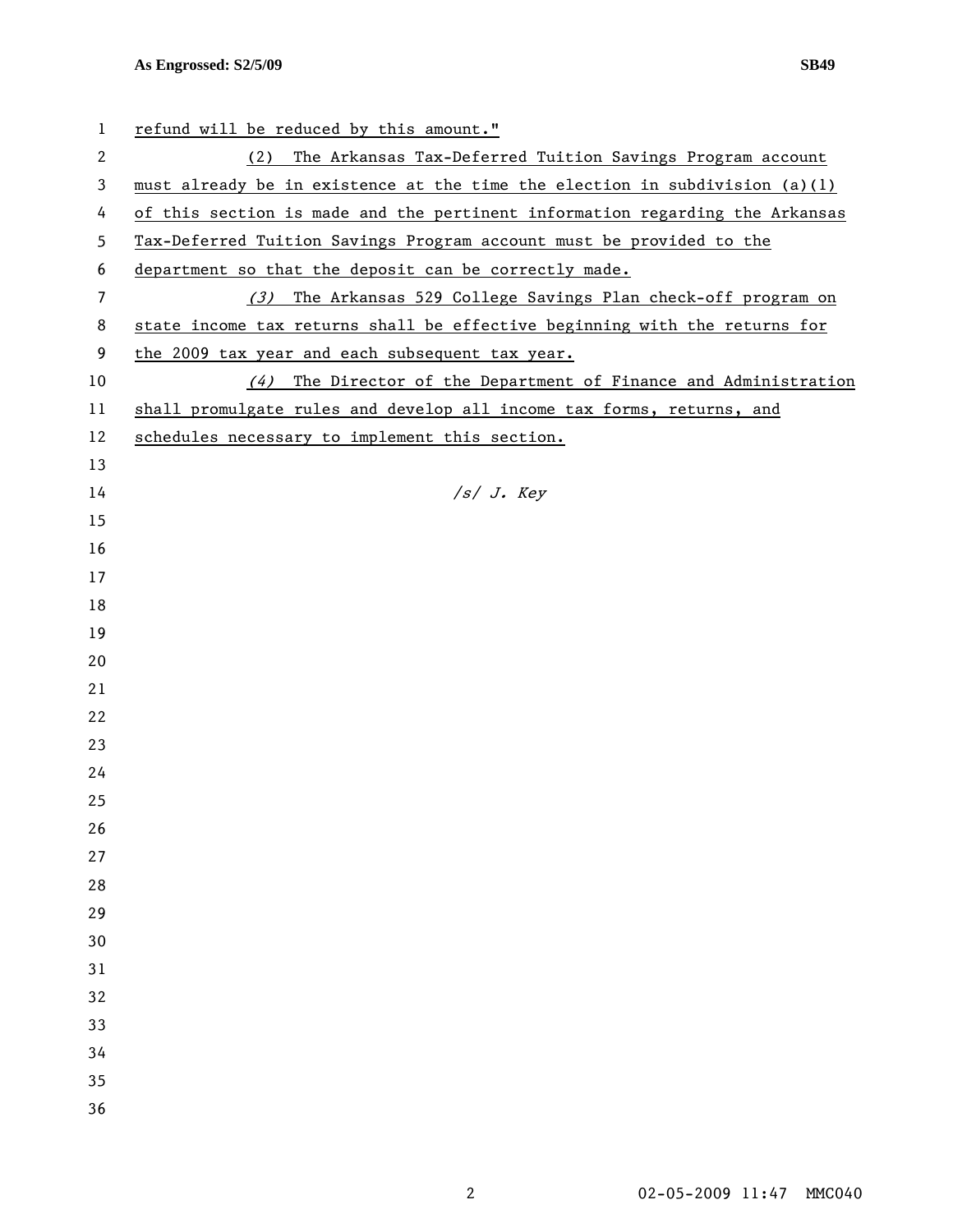refund will be reduced by this amount."

(2) The Arkansas Tax-Deferred Tuition Savings Program account must already be in existence at the time the election in subdivision (a)(1) of this section is made and the pertinent information regarding the Arkansas Tax-Deferred Tuition Savings Program account must be provided to the department so that the deposit can be correctly made.

*(3)* The Arkansas 529 College Savings Plan check-off program on state income tax returns shall be effective beginning with the returns for the 2009 tax year and each subsequent tax year.

*(4)* The Director of the Department of Finance and Administration shall promulgate rules and develop all income tax forms, returns, and schedules necessary to implement this section.

*/s/ J. Key*